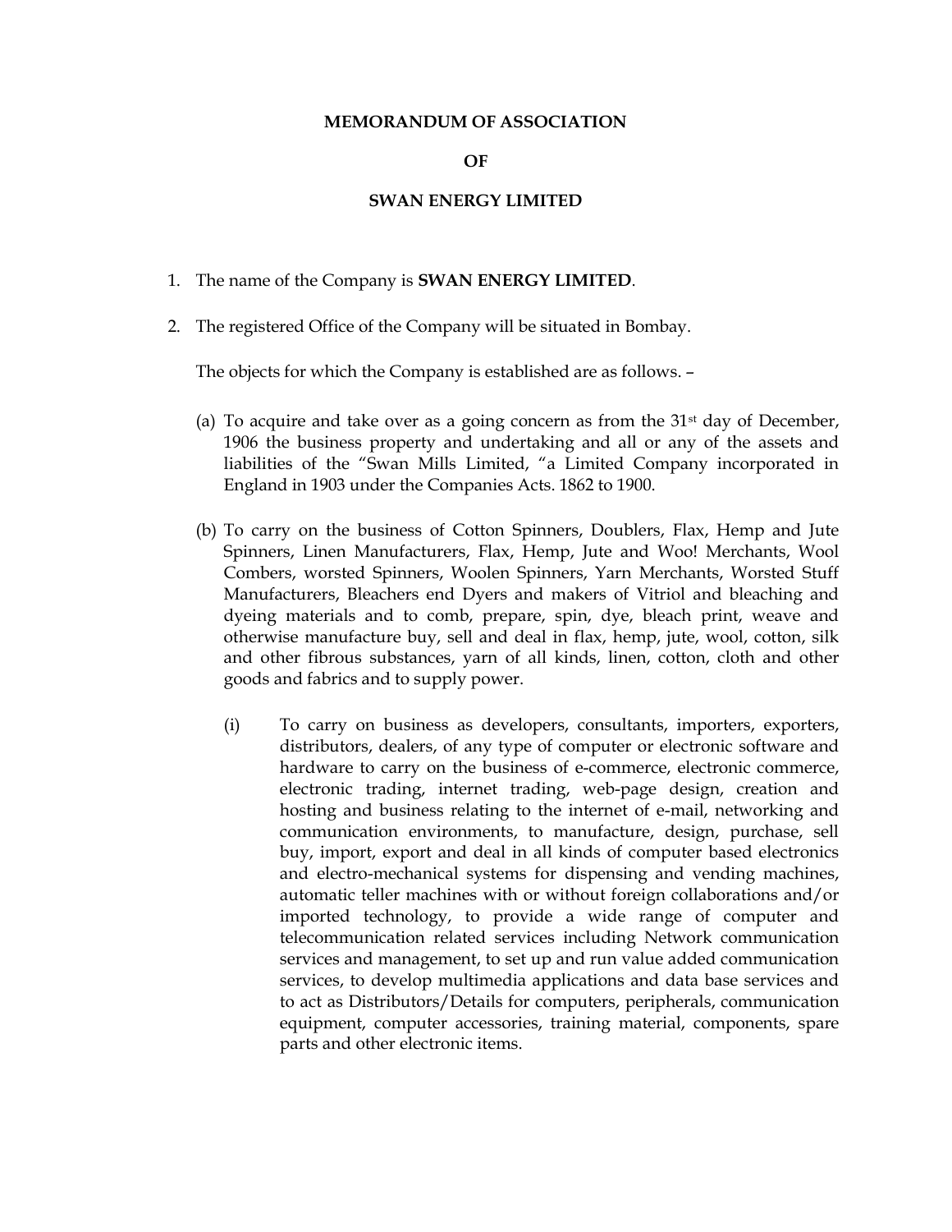**MEMORANDUM OF ASSOCIATION**

**OF**

**SWAN ENERGY LIMITED**

1. The name of the Company is **SWAN ENERGY LIMITED**.

2. The registered Office of the Company will be situated in Bombay.

   The objects for which the Company is established are as follows. –

   (a) To acquire and take over as a going concern as from the 31st day of December, 1906 the business property and undertaking and all or any of the assets and liabilities of the "Swan Mills Limited, "a Limited Company incorporated in England in 1903 under the Companies Acts. 1862 to 1900.

   (b) To carry on the business of Cotton Spinners, Doublers, Flax, Hemp and Jute Spinners, Linen Manufacturers, Flax, Hemp, Jute and Woo! Merchants, Wool Combers, worsted Spinners, Woolen Spinners, Yarn Merchants, Worsted Stuff Manufacturers, Bleachers end Dyers and makers of Vitriol and bleaching and dyeing materials and to comb, prepare, spin, dye, bleach print, weave and otherwise manufacture buy, sell and deal in flax, hemp, jute, wool, cotton, silk and other fibrous substances, yarn of all kinds, linen, cotton, cloth and other goods and fabrics and to supply power.

      (i) To carry on business as developers, consultants, importers, exporters, distributors, dealers, of any type of computer or electronic software and hardware to carry on the business of e-commerce, electronic commerce, electronic trading, internet trading, web-page design, creation and hosting and business relating to the internet of e-mail, networking and communication environments, to manufacture, design, purchase, sell buy, import, export and deal in all kinds of computer based electronics and electro-mechanical systems for dispensing and vending machines, automatic teller machines with or without foreign collaborations and/or imported technology, to provide a wide range of computer and telecommunication related services including Network communication services and management, to set up and run value added communication services, to develop multimedia applications and data base services and to act as Distributors/Details for computers, peripherals, communication equipment, computer accessories, training material, components, spare parts and other electronic items.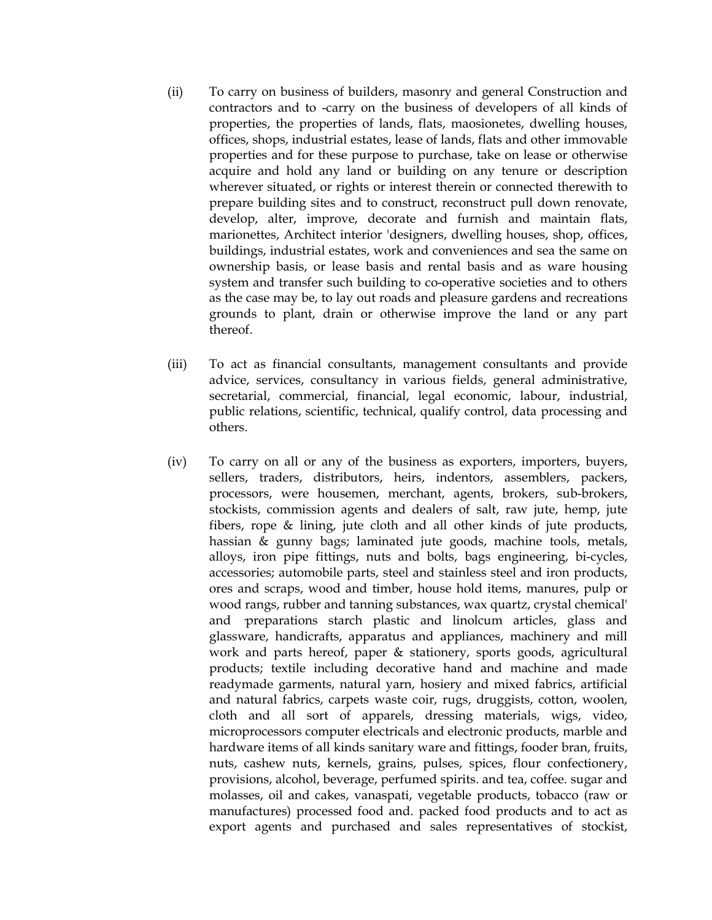(ii) To carry on business of builders, masonry and general Construction and contractors and to -carry on the business of developers of all kinds of properties, the properties of lands, flats, maosionetes, dwelling houses, offices, shops, industrial estates, lease of lands, flats and other immovable properties and for these purpose to purchase, take on lease or otherwise acquire and hold any land or building on any tenure or description wherever situated, or rights or interest therein or connected therewith to prepare building sites and to construct, reconstruct pull down renovate, develop, alter, improve, decorate and furnish and maintain flats, marionettes, Architect interior 'designers, dwelling houses, shop, offices, buildings, industrial estates, work and conveniences and sea the same on ownership basis, or lease basis and rental basis and as ware housing system and transfer such building to co-operative societies and to others as the case may be, to lay out roads and pleasure gardens and recreations grounds to plant, drain or otherwise improve the land or any part thereof.

(iii) To act as financial consultants, management consultants and provide advice, services, consultancy in various fields, general administrative, secretarial, commercial, financial, legal economic, labour, industrial, public relations, scientific, technical, qualify control, data processing and others.

(iv) To carry on all or any of the business as exporters, importers, buyers, sellers, traders, distributors, heirs, indentors, assemblers, packers, processors, were housemen, merchant, agents, brokers, sub-brokers, stockists, commission agents and dealers of salt, raw jute, hemp, jute fibers, rope & lining, jute cloth and all other kinds of jute products, hassian & gunny bags; laminated jute goods, machine tools, metals, alloys, iron pipe fittings, nuts and bolts, bags engineering, bi-cycles, accessories; automobile parts, steel and stainless steel and iron products, ores and scraps, wood and timber, house hold items, manures, pulp or wood rangs, rubber and tanning substances, wax quartz, crystal chemical' and preparations starch plastic and linolcum articles, glass and glassware, handicrafts, apparatus and appliances, machinery and mill work and parts hereof, paper & stationery, sports goods, agricultural products; textile including decorative hand and machine and made readymade garments, natural yarn, hosiery and mixed fabrics, artificial and natural fabrics, carpets waste coir, rugs, druggists, cotton, woolen, cloth and all sort of apparels, dressing materials, wigs, video, microprocessors computer electricals and electronic products, marble and hardware items of all kinds sanitary ware and fittings, fooder bran, fruits, nuts, cashew nuts, kernels, grains, pulses, spices, flour confectionery, provisions, alcohol, beverage, perfumed spirits. and tea, coffee. sugar and molasses, oil and cakes, vanaspati, vegetable products, tobacco (raw or manufactures) processed food and. packed food products and to act as export agents and purchased and sales representatives of stockist,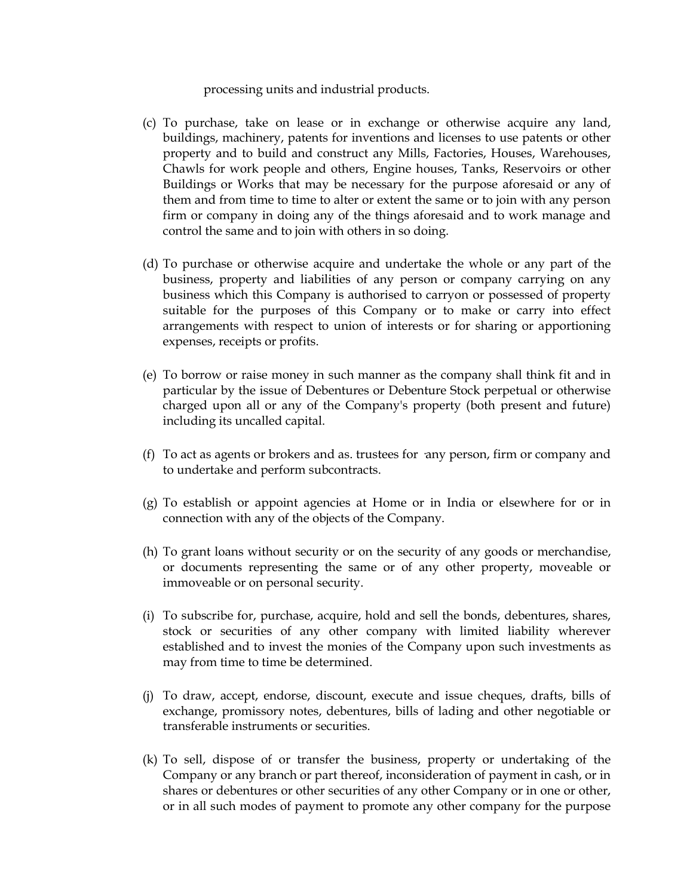processing units and industrial products.

(c) To purchase, take on lease or in exchange or otherwise acquire any land, buildings, machinery, patents for inventions and licenses to use patents or other property and to build and construct any Mills, Factories, Houses, Warehouses, Chawls for work people and others, Engine houses, Tanks, Reservoirs or other Buildings or Works that may be necessary for the purpose aforesaid or any of them and from time to time to alter or extent the same or to join with any person firm or company in doing any of the things aforesaid and to work manage and control the same and to join with others in so doing.

(d) To purchase or otherwise acquire and undertake the whole or any part of the business, property and liabilities of any person or company carrying on any business which this Company is authorised to carryon or possessed of property suitable for the purposes of this Company or to make or carry into effect arrangements with respect to union of interests or for sharing or apportioning expenses, receipts or profits.

(e) To borrow or raise money in such manner as the company shall think fit and in particular by the issue of Debentures or Debenture Stock perpetual or otherwise charged upon all or any of the Company's property (both present and future) including its uncalled capital.

(f) To act as agents or brokers and as. trustees for any person, firm or company and to undertake and perform subcontracts.

(g) To establish or appoint agencies at Home or in India or elsewhere for or in connection with any of the objects of the Company.

(h) To grant loans without security or on the security of any goods or merchandise, or documents representing the same or of any other property, moveable or immoveable or on personal security.

(i) To subscribe for, purchase, acquire, hold and sell the bonds, debentures, shares, stock or securities of any other company with limited liability wherever established and to invest the monies of the Company upon such investments as may from time to time be determined.

(j) To draw, accept, endorse, discount, execute and issue cheques, drafts, bills of exchange, promissory notes, debentures, bills of lading and other negotiable or transferable instruments or securities.

(k) To sell, dispose of or transfer the business, property or undertaking of the Company or any branch or part thereof, inconsideration of payment in cash, or in shares or debentures or other securities of any other Company or in one or other, or in all such modes of payment to promote any other company for the purpose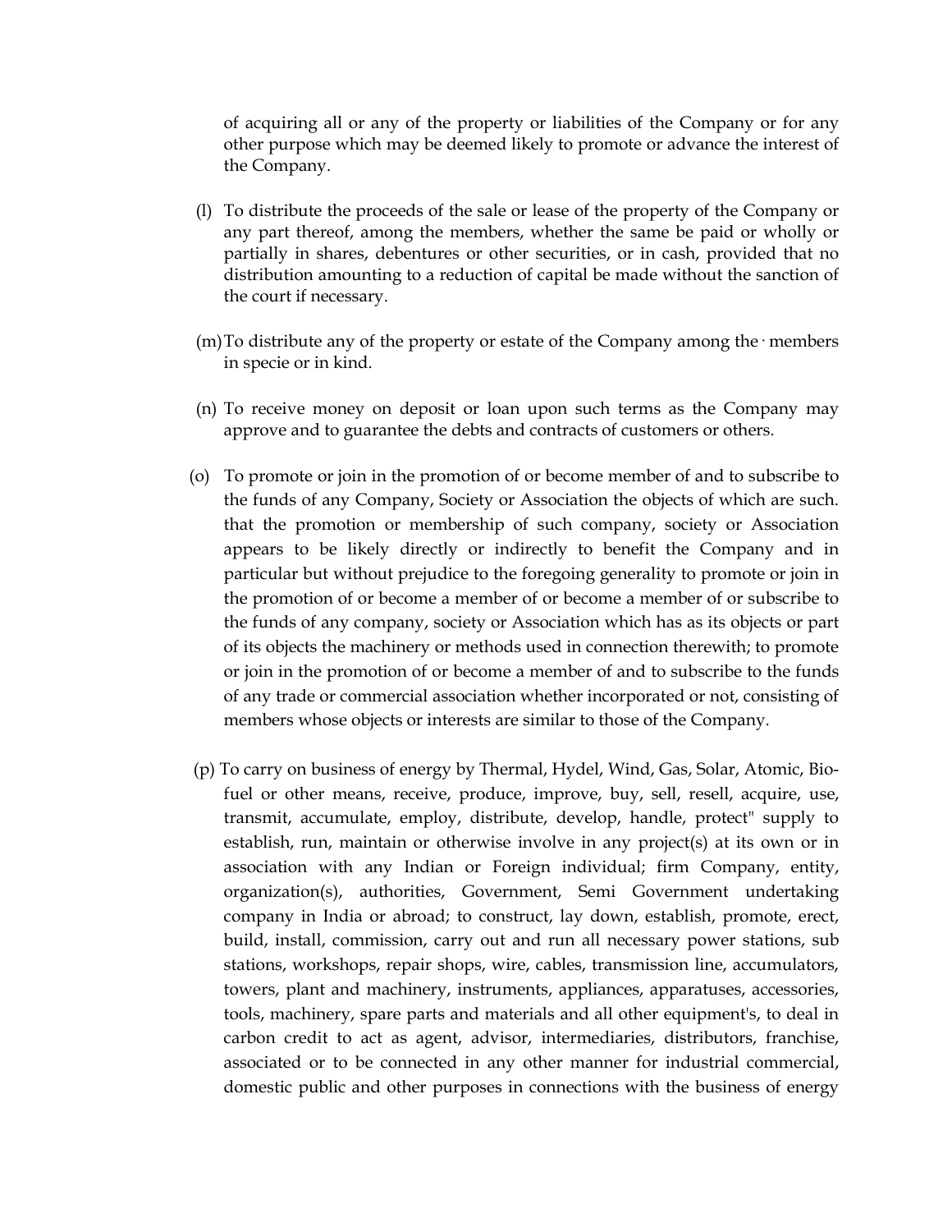of acquiring all or any of the property or liabilities of the Company or for any other purpose which may be deemed likely to promote or advance the interest of the Company.

(l) To distribute the proceeds of the sale or lease of the property of the Company or any part thereof, among the members, whether the same be paid or wholly or partially in shares, debentures or other securities, or in cash, provided that no distribution amounting to a reduction of capital be made without the sanction of the court if necessary.

(m) To distribute any of the property or estate of the Company among the · members in specie or in kind.

(n) To receive money on deposit or loan upon such terms as the Company may approve and to guarantee the debts and contracts of customers or others.

(o) To promote or join in the promotion of or become member of and to subscribe to the funds of any Company, Society or Association the objects of which are such. that the promotion or membership of such company, society or Association appears to be likely directly or indirectly to benefit the Company and in particular but without prejudice to the foregoing generality to promote or join in the promotion of or become a member of or become a member of or subscribe to the funds of any company, society or Association which has as its objects or part of its objects the machinery or methods used in connection therewith; to promote or join in the promotion of or become a member of and to subscribe to the funds of any trade or commercial association whether incorporated or not, consisting of members whose objects or interests are similar to those of the Company.

(p) To carry on business of energy by Thermal, Hydel, Wind, Gas, Solar, Atomic, Bio-fuel or other means, receive, produce, improve, buy, sell, resell, acquire, use, transmit, accumulate, employ, distribute, develop, handle, protect" supply to establish, run, maintain or otherwise involve in any project(s) at its own or in association with any Indian or Foreign individual; firm Company, entity, organization(s), authorities, Government, Semi Government undertaking company in India or abroad; to construct, lay down, establish, promote, erect, build, install, commission, carry out and run all necessary power stations, sub stations, workshops, repair shops, wire, cables, transmission line, accumulators, towers, plant and machinery, instruments, appliances, apparatuses, accessories, tools, machinery, spare parts and materials and all other equipment's, to deal in carbon credit to act as agent, advisor, intermediaries, distributors, franchise, associated or to be connected in any other manner for industrial commercial, domestic public and other purposes in connections with the business of energy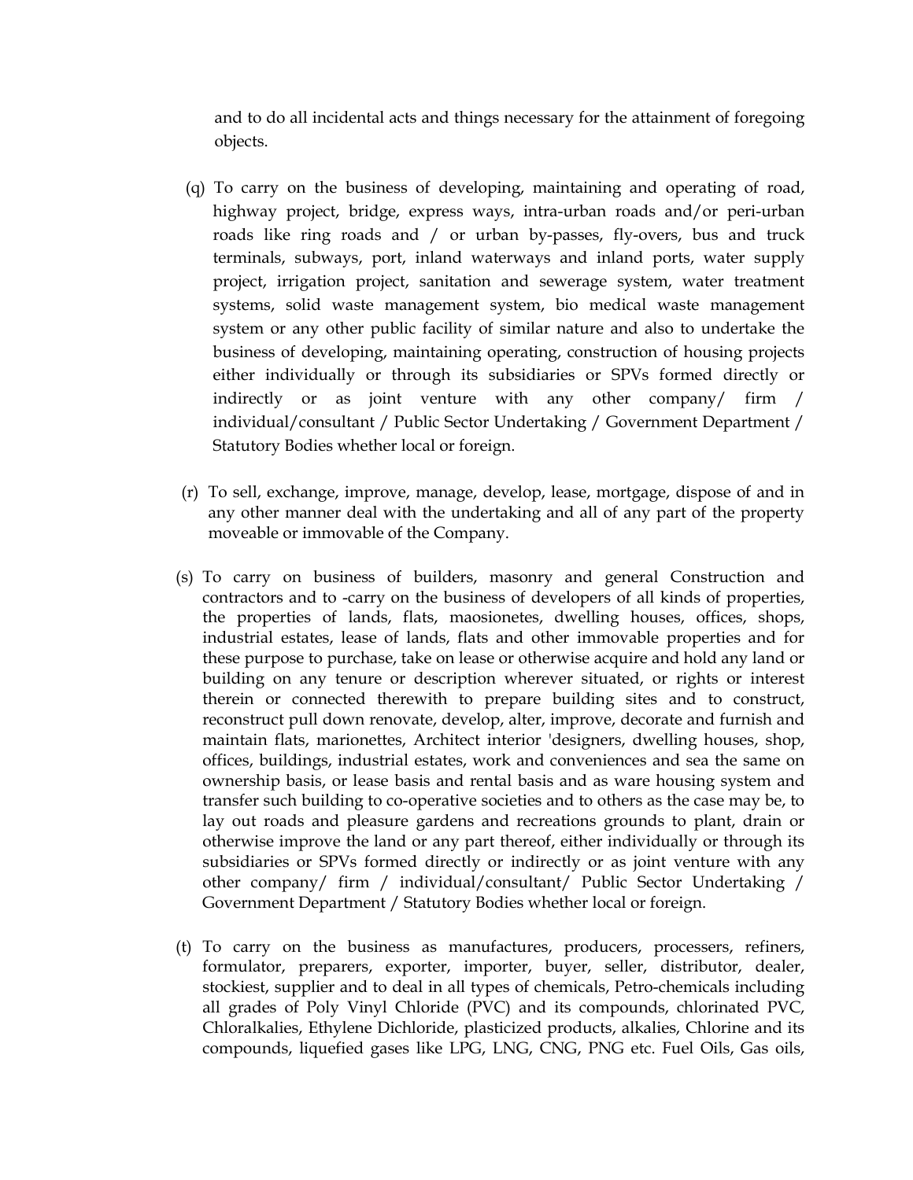and to do all incidental acts and things necessary for the attainment of foregoing objects.

(q) To carry on the business of developing, maintaining and operating of road, highway project, bridge, express ways, intra-urban roads and/or peri-urban roads like ring roads and / or urban by-passes, fly-overs, bus and truck terminals, subways, port, inland waterways and inland ports, water supply project, irrigation project, sanitation and sewerage system, water treatment systems, solid waste management system, bio medical waste management system or any other public facility of similar nature and also to undertake the business of developing, maintaining operating, construction of housing projects either individually or through its subsidiaries or SPVs formed directly or indirectly or as joint venture with any other company/ firm / individual/consultant / Public Sector Undertaking / Government Department / Statutory Bodies whether local or foreign.

(r) To sell, exchange, improve, manage, develop, lease, mortgage, dispose of and in any other manner deal with the undertaking and all of any part of the property moveable or immovable of the Company.

(s) To carry on business of builders, masonry and general Construction and contractors and to -carry on the business of developers of all kinds of properties, the properties of lands, flats, maosionetes, dwelling houses, offices, shops, industrial estates, lease of lands, flats and other immovable properties and for these purpose to purchase, take on lease or otherwise acquire and hold any land or building on any tenure or description wherever situated, or rights or interest therein or connected therewith to prepare building sites and to construct, reconstruct pull down renovate, develop, alter, improve, decorate and furnish and maintain flats, marionettes, Architect interior 'designers, dwelling houses, shop, offices, buildings, industrial estates, work and conveniences and sea the same on ownership basis, or lease basis and rental basis and as ware housing system and transfer such building to co-operative societies and to others as the case may be, to lay out roads and pleasure gardens and recreations grounds to plant, drain or otherwise improve the land or any part thereof, either individually or through its subsidiaries or SPVs formed directly or indirectly or as joint venture with any other company/ firm / individual/consultant/ Public Sector Undertaking / Government Department / Statutory Bodies whether local or foreign.

(t) To carry on the business as manufactures, producers, processers, refiners, formulator, preparers, exporter, importer, buyer, seller, distributor, dealer, stockiest, supplier and to deal in all types of chemicals, Petro-chemicals including all grades of Poly Vinyl Chloride (PVC) and its compounds, chlorinated PVC, Chloralkalies, Ethylene Dichloride, plasticized products, alkalies, Chlorine and its compounds, liquefied gases like LPG, LNG, CNG, PNG etc. Fuel Oils, Gas oils,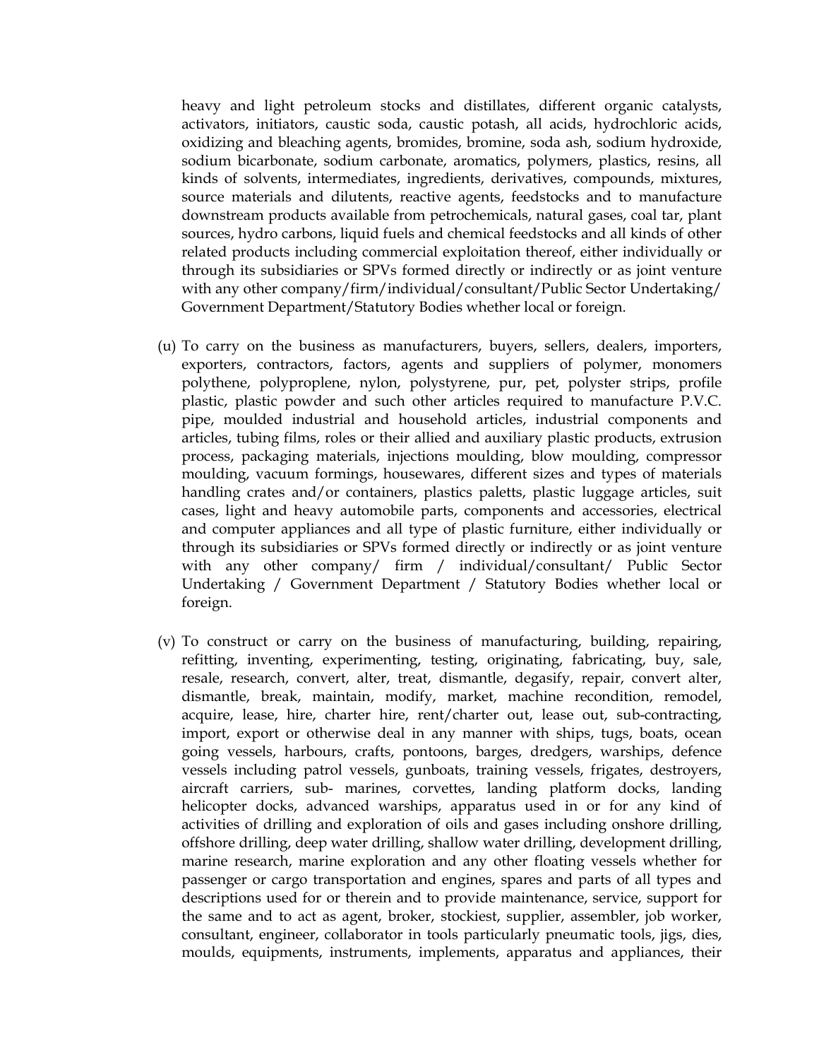heavy and light petroleum stocks and distillates, different organic catalysts, activators, initiators, caustic soda, caustic potash, all acids, hydrochloric acids, oxidizing and bleaching agents, bromides, bromine, soda ash, sodium hydroxide, sodium bicarbonate, sodium carbonate, aromatics, polymers, plastics, resins, all kinds of solvents, intermediates, ingredients, derivatives, compounds, mixtures, source materials and dilutents, reactive agents, feedstocks and to manufacture downstream products available from petrochemicals, natural gases, coal tar, plant sources, hydro carbons, liquid fuels and chemical feedstocks and all kinds of other related products including commercial exploitation thereof, either individually or through its subsidiaries or SPVs formed directly or indirectly or as joint venture with any other company/firm/individual/consultant/Public Sector Undertaking/ Government Department/Statutory Bodies whether local or foreign.

(u) To carry on the business as manufacturers, buyers, sellers, dealers, importers, exporters, contractors, factors, agents and suppliers of polymer, monomers polythene, polyproplene, nylon, polystyrene, pur, pet, polyster strips, profile plastic, plastic powder and such other articles required to manufacture P.V.C. pipe, moulded industrial and household articles, industrial components and articles, tubing films, roles or their allied and auxiliary plastic products, extrusion process, packaging materials, injections moulding, blow moulding, compressor moulding, vacuum formings, housewares, different sizes and types of materials handling crates and/or containers, plastics paletts, plastic luggage articles, suit cases, light and heavy automobile parts, components and accessories, electrical and computer appliances and all type of plastic furniture, either individually or through its subsidiaries or SPVs formed directly or indirectly or as joint venture with any other company/ firm / individual/consultant/ Public Sector Undertaking / Government Department / Statutory Bodies whether local or foreign.

(v) To construct or carry on the business of manufacturing, building, repairing, refitting, inventing, experimenting, testing, originating, fabricating, buy, sale, resale, research, convert, alter, treat, dismantle, degasify, repair, convert alter, dismantle, break, maintain, modify, market, machine recondition, remodel, acquire, lease, hire, charter hire, rent/charter out, lease out, sub-contracting, import, export or otherwise deal in any manner with ships, tugs, boats, ocean going vessels, harbours, crafts, pontoons, barges, dredgers, warships, defence vessels including patrol vessels, gunboats, training vessels, frigates, destroyers, aircraft carriers, sub- marines, corvettes, landing platform docks, landing helicopter docks, advanced warships, apparatus used in or for any kind of activities of drilling and exploration of oils and gases including onshore drilling, offshore drilling, deep water drilling, shallow water drilling, development drilling, marine research, marine exploration and any other floating vessels whether for passenger or cargo transportation and engines, spares and parts of all types and descriptions used for or therein and to provide maintenance, service, support for the same and to act as agent, broker, stockiest, supplier, assembler, job worker, consultant, engineer, collaborator in tools particularly pneumatic tools, jigs, dies, moulds, equipments, instruments, implements, apparatus and appliances, their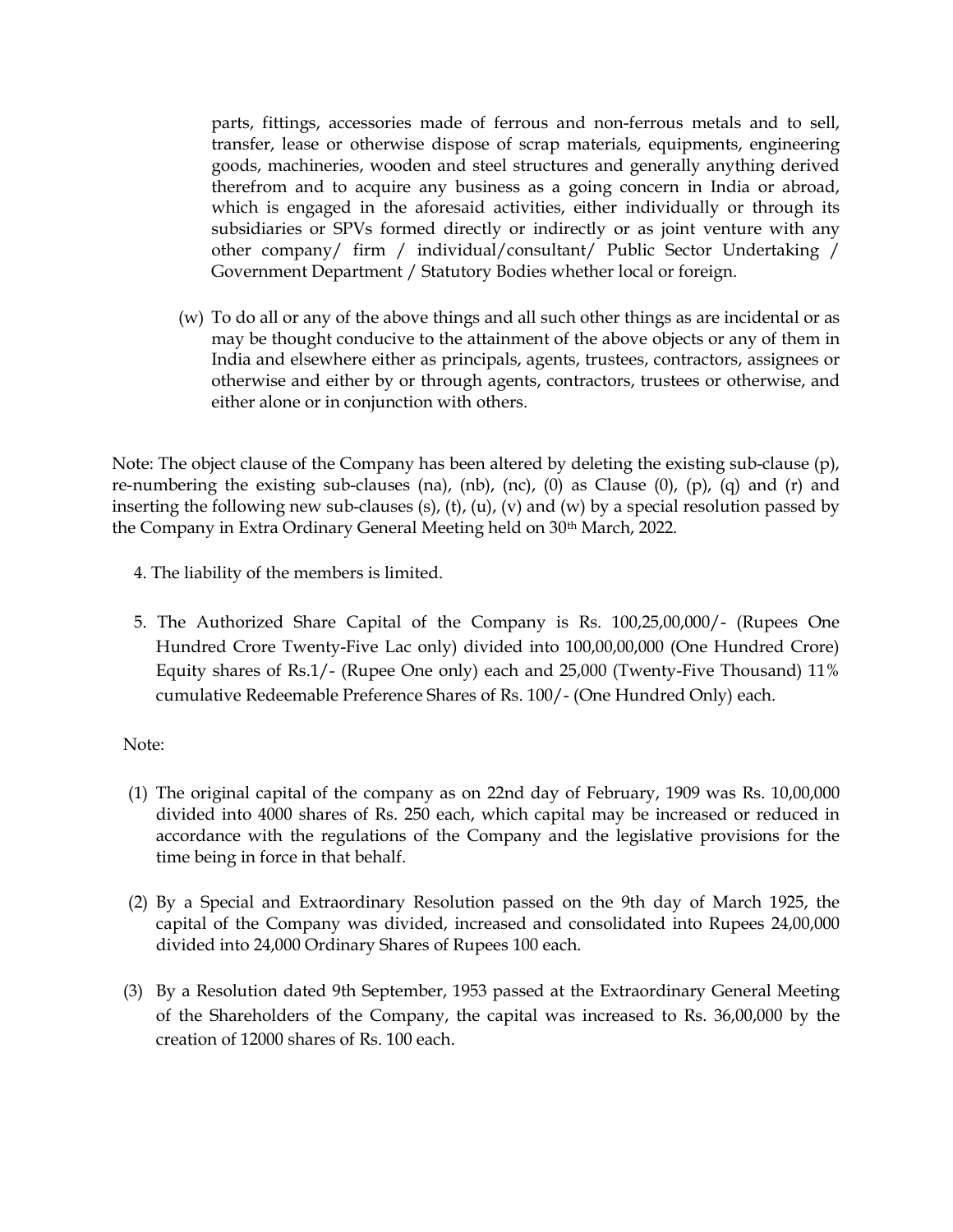parts, fittings, accessories made of ferrous and non-ferrous metals and to sell, transfer, lease or otherwise dispose of scrap materials, equipments, engineering goods, machineries, wooden and steel structures and generally anything derived therefrom and to acquire any business as a going concern in India or abroad, which is engaged in the aforesaid activities, either individually or through its subsidiaries or SPVs formed directly or indirectly or as joint venture with any other company/ firm / individual/consultant/ Public Sector Undertaking / Government Department / Statutory Bodies whether local or foreign.

(w) To do all or any of the above things and all such other things as are incidental or as may be thought conducive to the attainment of the above objects or any of them in India and elsewhere either as principals, agents, trustees, contractors, assignees or otherwise and either by or through agents, contractors, trustees or otherwise, and either alone or in conjunction with others.

Note: The object clause of the Company has been altered by deleting the existing sub-clause (p), re-numbering the existing sub-clauses (na), (nb), (nc), (0) as Clause (0), (p), (q) and (r) and inserting the following new sub-clauses (s), (t), (u), (v) and (w) by a special resolution passed by the Company in Extra Ordinary General Meeting held on 30th March, 2022.

4. The liability of the members is limited.

5. The Authorized Share Capital of the Company is Rs. 100,25,00,000/- (Rupees One Hundred Crore Twenty-Five Lac only) divided into 100,00,00,000 (One Hundred Crore) Equity shares of Rs.1/- (Rupee One only) each and 25,000 (Twenty-Five Thousand) 11% cumulative Redeemable Preference Shares of Rs. 100/- (One Hundred Only) each.

Note:

(1) The original capital of the company as on 22nd day of February, 1909 was Rs. 10,00,000 divided into 4000 shares of Rs. 250 each, which capital may be increased or reduced in accordance with the regulations of the Company and the legislative provisions for the time being in force in that behalf.

(2) By a Special and Extraordinary Resolution passed on the 9th day of March 1925, the capital of the Company was divided, increased and consolidated into Rupees 24,00,000 divided into 24,000 Ordinary Shares of Rupees 100 each.

(3) By a Resolution dated 9th September, 1953 passed at the Extraordinary General Meeting of the Shareholders of the Company, the capital was increased to Rs. 36,00,000 by the creation of 12000 shares of Rs. 100 each.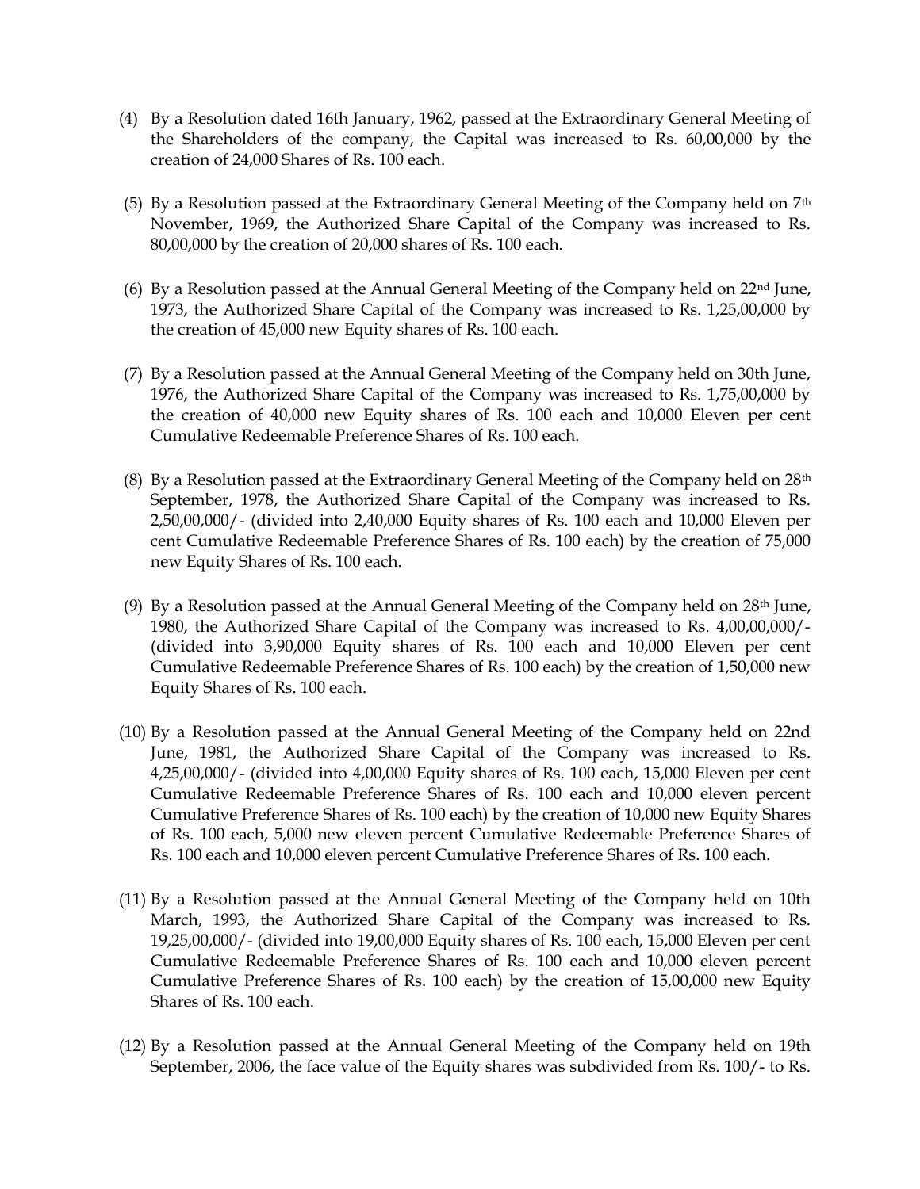(4) By a Resolution dated 16th January, 1962, passed at the Extraordinary General Meeting of the Shareholders of the company, the Capital was increased to Rs. 60,00,000 by the creation of 24,000 Shares of Rs. 100 each.

(5) By a Resolution passed at the Extraordinary General Meeting of the Company held on 7th November, 1969, the Authorized Share Capital of the Company was increased to Rs. 80,00,000 by the creation of 20,000 shares of Rs. 100 each.

(6) By a Resolution passed at the Annual General Meeting of the Company held on 22nd June, 1973, the Authorized Share Capital of the Company was increased to Rs. 1,25,00,000 by the creation of 45,000 new Equity shares of Rs. 100 each.

(7) By a Resolution passed at the Annual General Meeting of the Company held on 30th June, 1976, the Authorized Share Capital of the Company was increased to Rs. 1,75,00,000 by the creation of 40,000 new Equity shares of Rs. 100 each and 10,000 Eleven per cent Cumulative Redeemable Preference Shares of Rs. 100 each.

(8) By a Resolution passed at the Extraordinary General Meeting of the Company held on 28th September, 1978, the Authorized Share Capital of the Company was increased to Rs. 2,50,00,000/- (divided into 2,40,000 Equity shares of Rs. 100 each and 10,000 Eleven per cent Cumulative Redeemable Preference Shares of Rs. 100 each) by the creation of 75,000 new Equity Shares of Rs. 100 each.

(9) By a Resolution passed at the Annual General Meeting of the Company held on 28th June, 1980, the Authorized Share Capital of the Company was increased to Rs. 4,00,00,000/- (divided into 3,90,000 Equity shares of Rs. 100 each and 10,000 Eleven per cent Cumulative Redeemable Preference Shares of Rs. 100 each) by the creation of 1,50,000 new Equity Shares of Rs. 100 each.

(10) By a Resolution passed at the Annual General Meeting of the Company held on 22nd June, 1981, the Authorized Share Capital of the Company was increased to Rs. 4,25,00,000/- (divided into 4,00,000 Equity shares of Rs. 100 each, 15,000 Eleven per cent Cumulative Redeemable Preference Shares of Rs. 100 each and 10,000 eleven percent Cumulative Preference Shares of Rs. 100 each) by the creation of 10,000 new Equity Shares of Rs. 100 each, 5,000 new eleven percent Cumulative Redeemable Preference Shares of Rs. 100 each and 10,000 eleven percent Cumulative Preference Shares of Rs. 100 each.

(11) By a Resolution passed at the Annual General Meeting of the Company held on 10th March, 1993, the Authorized Share Capital of the Company was increased to Rs. 19,25,00,000/- (divided into 19,00,000 Equity shares of Rs. 100 each, 15,000 Eleven per cent Cumulative Redeemable Preference Shares of Rs. 100 each and 10,000 eleven percent Cumulative Preference Shares of Rs. 100 each) by the creation of 15,00,000 new Equity Shares of Rs. 100 each.

(12) By a Resolution passed at the Annual General Meeting of the Company held on 19th September, 2006, the face value of the Equity shares was subdivided from Rs. 100/- to Rs.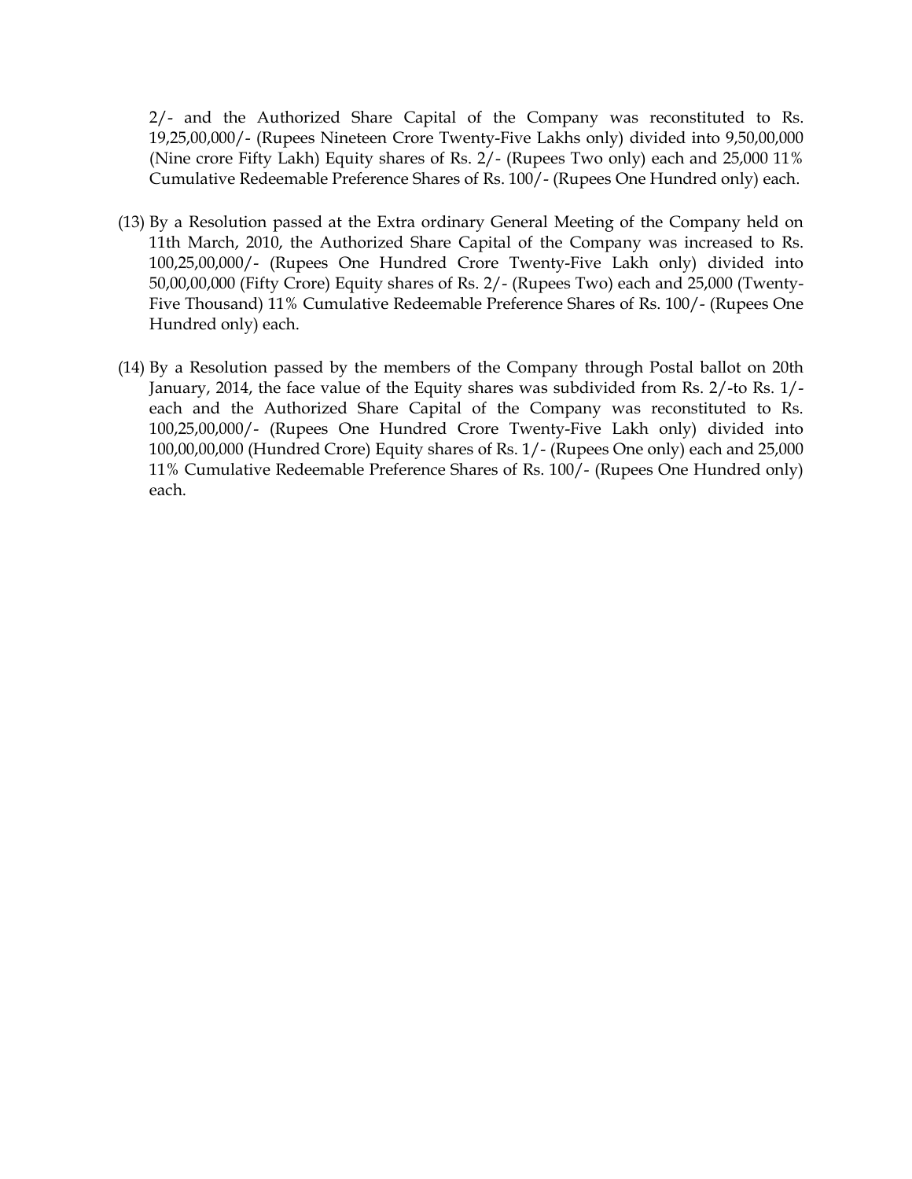2/- and the Authorized Share Capital of the Company was reconstituted to Rs. 19,25,00,000/- (Rupees Nineteen Crore Twenty-Five Lakhs only) divided into 9,50,00,000 (Nine crore Fifty Lakh) Equity shares of Rs. 2/- (Rupees Two only) each and 25,000 11% Cumulative Redeemable Preference Shares of Rs. 100/- (Rupees One Hundred only) each.

(13) By a Resolution passed at the Extra ordinary General Meeting of the Company held on 11th March, 2010, the Authorized Share Capital of the Company was increased to Rs. 100,25,00,000/- (Rupees One Hundred Crore Twenty-Five Lakh only) divided into 50,00,00,000 (Fifty Crore) Equity shares of Rs. 2/- (Rupees Two) each and 25,000 (Twenty-Five Thousand) 11% Cumulative Redeemable Preference Shares of Rs. 100/- (Rupees One Hundred only) each.

(14) By a Resolution passed by the members of the Company through Postal ballot on 20th January, 2014, the face value of the Equity shares was subdivided from Rs. 2/-to Rs. 1/- each and the Authorized Share Capital of the Company was reconstituted to Rs. 100,25,00,000/- (Rupees One Hundred Crore Twenty-Five Lakh only) divided into 100,00,00,000 (Hundred Crore) Equity shares of Rs. 1/- (Rupees One only) each and 25,000 11% Cumulative Redeemable Preference Shares of Rs. 100/- (Rupees One Hundred only) each.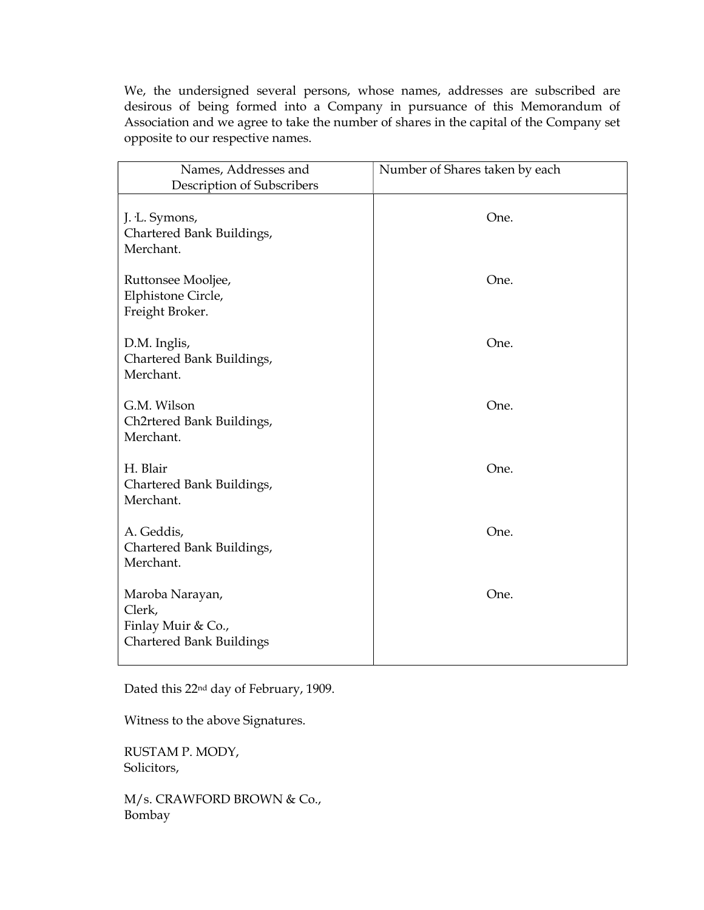We, the undersigned several persons, whose names, addresses are subscribed are desirous of being formed into a Company in pursuance of this Memorandum of Association and we agree to take the number of shares in the capital of the Company set opposite to our respective names.

| Names, Addresses and Description of Subscribers | Number of Shares taken by each |
|---|---|
| J. ·L. Symons,<br>Chartered Bank Buildings,<br>Merchant. | One. |
| Ruttonsee Mooljee,<br>Elphistone Circle,<br>Freight Broker. | One. |
| D.M. Inglis,<br>Chartered Bank Buildings,<br>Merchant. | One. |
| G.M. Wilson<br>Ch2rtered Bank Buildings,<br>Merchant. | One. |
| H. Blair<br>Chartered Bank Buildings,<br>Merchant. | One. |
| A. Geddis,<br>Chartered Bank Buildings,<br>Merchant. | One. |
| Maroba Narayan,<br>Clerk,<br>Finlay Muir & Co.,<br>Chartered Bank Buildings | One. |

Dated this 22nd day of February, 1909.

Witness to the above Signatures.

RUSTAM P. MODY,
Solicitors,

M/s. CRAWFORD BROWN & Co.,
Bombay